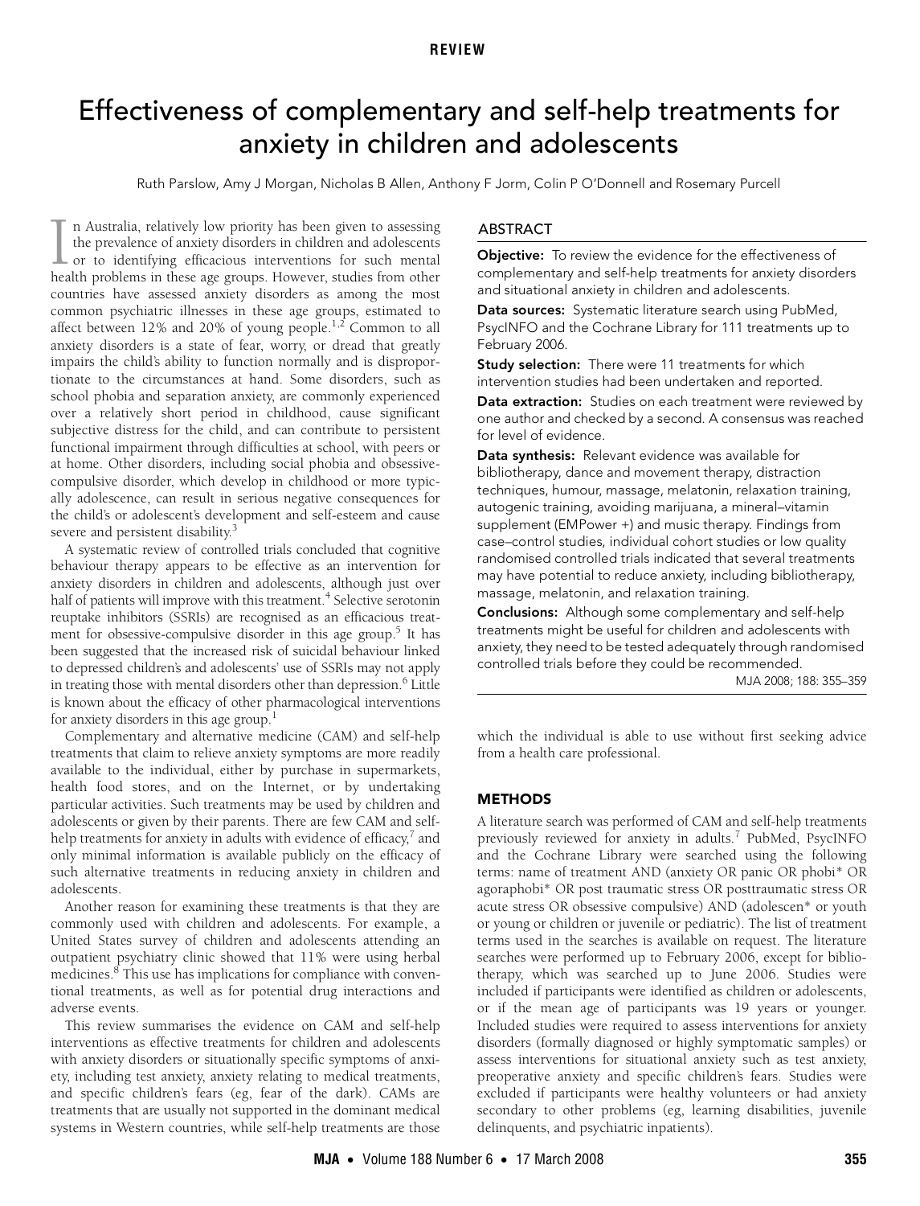REVIEW

# Effectiveness of complementary and self-help treatments for anxiety in children and adolescents

Ruth Parslow, Amy J Morgan, Nicholas B Allen, Anthony F Jorm, Colin P O'Donnell and Rosemary Purcell

## ABSTRACT

**Objective:** To review the evidence for the effectiveness of complementary and self-help treatments for anxiety disorders and situational anxiety in children and adolescents.

**Data sources:** Systematic literature search using PubMed, PsycINFO and the Cochrane Library for 111 treatments up to February 2006.

**Study selection:** There were 11 treatments for which intervention studies had been undertaken and reported.

**Data extraction:** Studies on each treatment were reviewed by one author and checked by a second. A consensus was reached for level of evidence.

**Data synthesis:** Relevant evidence was available for bibliotherapy, dance and movement therapy, distraction techniques, humour, massage, melatonin, relaxation training, autogenic training, avoiding marijuana, a mineral–vitamin supplement (EMPower +) and music therapy. Findings from case–control studies, individual cohort studies or low quality randomised controlled trials indicated that several treatments may have potential to reduce anxiety, including bibliotherapy, massage, melatonin, and relaxation training.

**Conclusions:** Although some complementary and self-help treatments might be useful for children and adolescents with anxiety, they need to be tested adequately through randomised controlled trials before they could be recommended.

MJA 2008; 188: 355–359

In Australia, relatively low priority has been given to assessing the prevalence of anxiety disorders in children and adolescents or to identifying efficacious interventions for such mental health problems in these age groups. However, studies from other countries have assessed anxiety disorders as among the most common psychiatric illnesses in these age groups, estimated to affect between 12% and 20% of young people.[1,2] Common to all anxiety disorders is a state of fear, worry, or dread that greatly impairs the child's ability to function normally and is disproportionate to the circumstances at hand. Some disorders, such as school phobia and separation anxiety, are commonly experienced over a relatively short period in childhood, cause significant subjective distress for the child, and can contribute to persistent functional impairment through difficulties at school, with peers or at home. Other disorders, including social phobia and obsessive-compulsive disorder, which develop in childhood or more typically adolescence, can result in serious negative consequences for the child's or adolescent's development and self-esteem and cause severe and persistent disability.[3]

A systematic review of controlled trials concluded that cognitive behaviour therapy appears to be effective as an intervention for anxiety disorders in children and adolescents, although just over half of patients will improve with this treatment.[4] Selective serotonin reuptake inhibitors (SSRIs) are recognised as an efficacious treatment for obsessive-compulsive disorder in this age group.[5] It has been suggested that the increased risk of suicidal behaviour linked to depressed children's and adolescents' use of SSRIs may not apply in treating those with mental disorders other than depression.[6] Little is known about the efficacy of other pharmacological interventions for anxiety disorders in this age group.[1]

Complementary and alternative medicine (CAM) and self-help treatments that claim to relieve anxiety symptoms are more readily available to the individual, either by purchase in supermarkets, health food stores, and on the Internet, or by undertaking particular activities. Such treatments may be used by children and adolescents or given by their parents. There are few CAM and self-help treatments for anxiety in adults with evidence of efficacy,[7] and only minimal information is available publicly on the efficacy of such alternative treatments in reducing anxiety in children and adolescents.

Another reason for examining these treatments is that they are commonly used with children and adolescents. For example, a United States survey of children and adolescents attending an outpatient psychiatry clinic showed that 11% were using herbal medicines.[8] This use has implications for compliance with conventional treatments, as well as for potential drug interactions and adverse events.

This review summarises the evidence on CAM and self-help interventions as effective treatments for children and adolescents with anxiety disorders or situationally specific symptoms of anxiety, including test anxiety, anxiety relating to medical treatments, and specific children's fears (eg, fear of the dark). CAMs are treatments that are usually not supported in the dominant medical systems in Western countries, while self-help treatments are those which the individual is able to use without first seeking advice from a health care professional.

## METHODS

A literature search was performed of CAM and self-help treatments previously reviewed for anxiety in adults.[7] PubMed, PsycINFO and the Cochrane Library were searched using the following terms: name of treatment AND (anxiety OR panic OR phobi* OR agoraphobi* OR post traumatic stress OR posttraumatic stress OR acute stress OR obsessive compulsive) AND (adolescen* or youth or young or children or juvenile or pediatric). The list of treatment terms used in the searches is available on request. The literature searches were performed up to February 2006, except for bibliotherapy, which was searched up to June 2006. Studies were included if participants were identified as children or adolescents, or if the mean age of participants was 19 years or younger. Included studies were required to assess interventions for anxiety disorders (formally diagnosed or highly symptomatic samples) or assess interventions for situational anxiety such as test anxiety, preoperative anxiety and specific children's fears. Studies were excluded if participants were healthy volunteers or had anxiety secondary to other problems (eg, learning disabilities, juvenile delinquents, and psychiatric inpatients).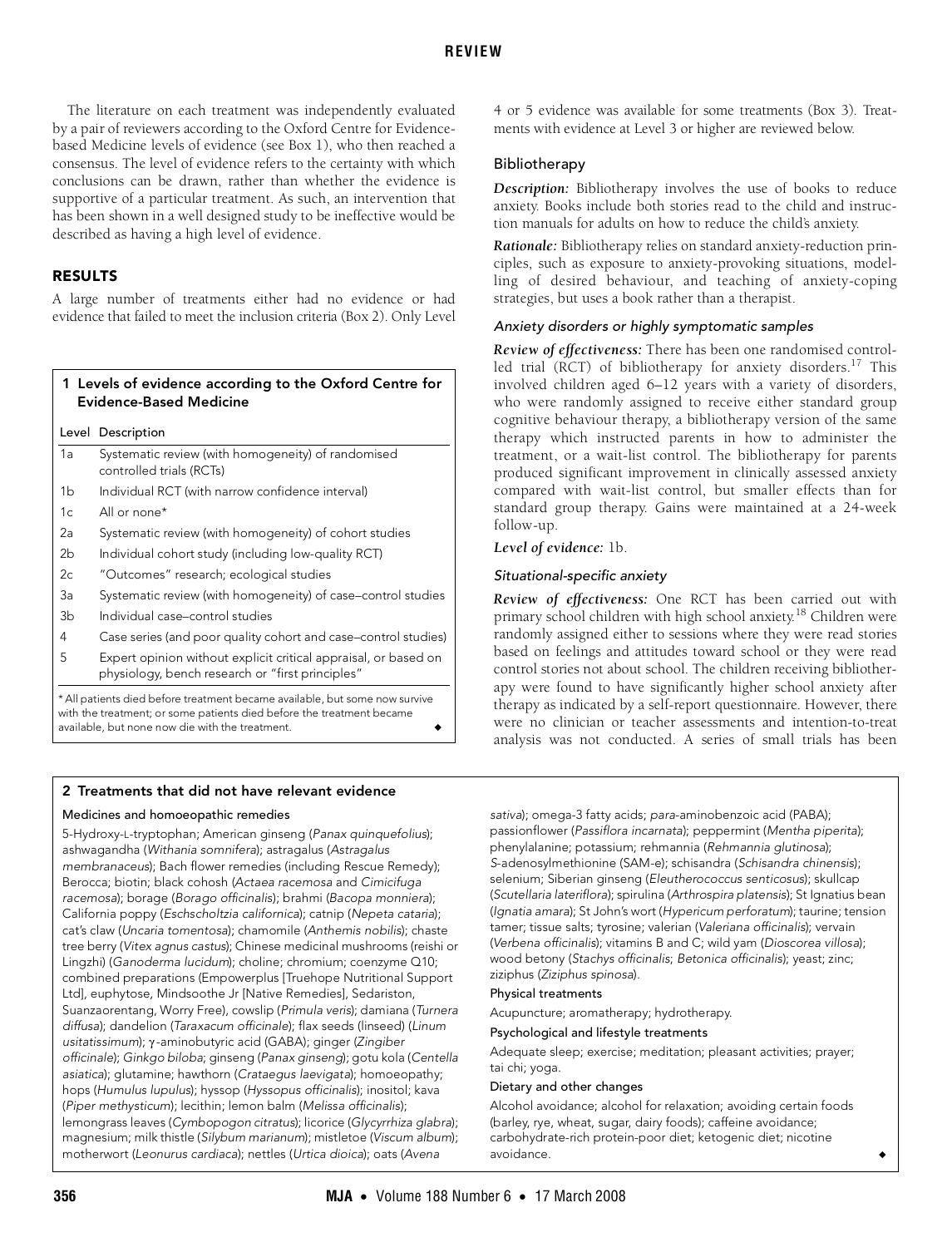The literature on each treatment was independently evaluated by a pair of reviewers according to the Oxford Centre for Evidence-based Medicine levels of evidence (see Box 1), who then reached a consensus. The level of evidence refers to the certainty with which conclusions can be drawn, rather than whether the evidence is supportive of a particular treatment. As such, an intervention that has been shown in a well designed study to be ineffective would be described as having a high level of evidence.

## RESULTS

A large number of treatments either had no evidence or had evidence that failed to meet the inclusion criteria (Box 2). Only Level 4 or 5 evidence was available for some treatments (Box 3). Treatments with evidence at Level 3 or higher are reviewed below.

**1 Levels of evidence according to the Oxford Centre for Evidence-Based Medicine**

| Level | Description |
|---|---|
| 1a | Systematic review (with homogeneity) of randomised controlled trials (RCTs) |
| 1b | Individual RCT (with narrow confidence interval) |
| 1c | All or none* |
| 2a | Systematic review (with homogeneity) of cohort studies |
| 2b | Individual cohort study (including low-quality RCT) |
| 2c | "Outcomes" research; ecological studies |
| 3a | Systematic review (with homogeneity) of case–control studies |
| 3b | Individual case–control studies |
| 4 | Case series (and poor quality cohort and case–control studies) |
| 5 | Expert opinion without explicit critical appraisal, or based on physiology, bench research or "first principles" |

\* All patients died before treatment became available, but some now survive with the treatment; or some patients died before the treatment became available, but none now die with the treatment. ◆

### Bibliotherapy

***Description:*** Bibliotherapy involves the use of books to reduce anxiety. Books include both stories read to the child and instruction manuals for adults on how to reduce the child's anxiety.

***Rationale:*** Bibliotherapy relies on standard anxiety-reduction principles, such as exposure to anxiety-provoking situations, modelling of desired behaviour, and teaching of anxiety-coping strategies, but uses a book rather than a therapist.

#### *Anxiety disorders or highly symptomatic samples*

***Review of effectiveness:*** There has been one randomised controlled trial (RCT) of bibliotherapy for anxiety disorders.[17] This involved children aged 6–12 years with a variety of disorders, who were randomly assigned to receive either standard group cognitive behaviour therapy, a bibliotherapy version of the same therapy which instructed parents in how to administer the treatment, or a wait-list control. The bibliotherapy for parents produced significant improvement in clinically assessed anxiety compared with wait-list control, but smaller effects than for standard group therapy. Gains were maintained at a 24-week follow-up.

***Level of evidence:*** 1b.

#### *Situational-specific anxiety*

***Review of effectiveness:*** One RCT has been carried out with primary school children with high school anxiety.[18] Children were randomly assigned either to sessions where they were read stories based on feelings and attitudes toward school or they were read control stories not about school. The children receiving bibliotherapy were found to have significantly higher school anxiety after therapy as indicated by a self-report questionnaire. However, there were no clinician or teacher assessments and intention-to-treat analysis was not conducted. A series of small trials has been

**2 Treatments that did not have relevant evidence**

**Medicines and homoeopathic remedies**

5-Hydroxy-L-tryptophan; American ginseng (*Panax quinquefolius*); ashwagandha (*Withania somnifera*); astragalus (*Astragalus membranaceus*); Bach flower remedies (including Rescue Remedy); Berocca; biotin; black cohosh (*Actaea racemosa* and *Cimicifuga racemosa*); borage (*Borago officinalis*); brahmi (*Bacopa monniera*); California poppy (*Eschscholtzia californica*); catnip (*Nepeta cataria*); cat's claw (*Uncaria tomentosa*); chamomile (*Anthemis nobilis*); chaste tree berry (*Vitex agnus castus*); Chinese medicinal mushrooms (reishi or Lingzhi) (*Ganoderma lucidum*); choline; chromium; coenzyme Q10; combined preparations (Empowerplus [Truehope Nutritional Support Ltd], euphytose, Mindsoothe Jr [Native Remedies], Sedariston, Suanzaorentang, Worry Free), cowslip (*Primula veris*); damiana (*Turnera diffusa*); dandelion (*Taraxacum officinale*); flax seeds (linseed) (*Linum usitatissimum*); γ-aminobutyric acid (GABA); ginger (*Zingiber officinale*); *Ginkgo biloba*; ginseng (*Panax ginseng*); gotu kola (*Centella asiatica*); glutamine; hawthorn (*Crataegus laevigata*); homoeopathy; hops (*Humulus lupulus*); hyssop (*Hyssopus officinalis*); inositol; kava (*Piper methysticum*); lecithin; lemon balm (*Melissa officinalis*); lemongrass leaves (*Cymbopogon citratus*); licorice (*Glycyrrhiza glabra*); magnesium; milk thistle (*Silybum marianum*); mistletoe (*Viscum album*); motherwort (*Leonurus cardiaca*); nettles (*Urtica dioica*); oats (*Avena sativa*); omega-3 fatty acids; *para*-aminobenzoic acid (PABA); passionflower (*Passiflora incarnata*); peppermint (*Mentha piperita*); phenylalanine; potassium; rehmannia (*Rehmannia glutinosa*); *S*-adenosylmethionine (SAM-e); schisandra (*Schisandra chinensis*); selenium; Siberian ginseng (*Eleutherococcus senticosus*); skullcap (*Scutellaria lateriflora*); spirulina (*Arthrospira platensis*); St Ignatius bean (*Ignatia amara*); St John's wort (*Hypericum perforatum*); taurine; tension tamer; tissue salts; tyrosine; valerian (*Valeriana officinalis*); vervain (*Verbena officinalis*); vitamins B and C; wild yam (*Dioscorea villosa*); wood betony (*Stachys officinalis*; *Betonica officinalis*); yeast; zinc; ziziphus (*Ziziphus spinosa*).

**Physical treatments**

Acupuncture; aromatherapy; hydrotherapy.

**Psychological and lifestyle treatments**

Adequate sleep; exercise; meditation; pleasant activities; prayer; tai chi; yoga.

**Dietary and other changes**

Alcohol avoidance; alcohol for relaxation; avoiding certain foods (barley, rye, wheat, sugar, dairy foods); caffeine avoidance; carbohydrate-rich protein-poor diet; ketogenic diet; nicotine avoidance. ◆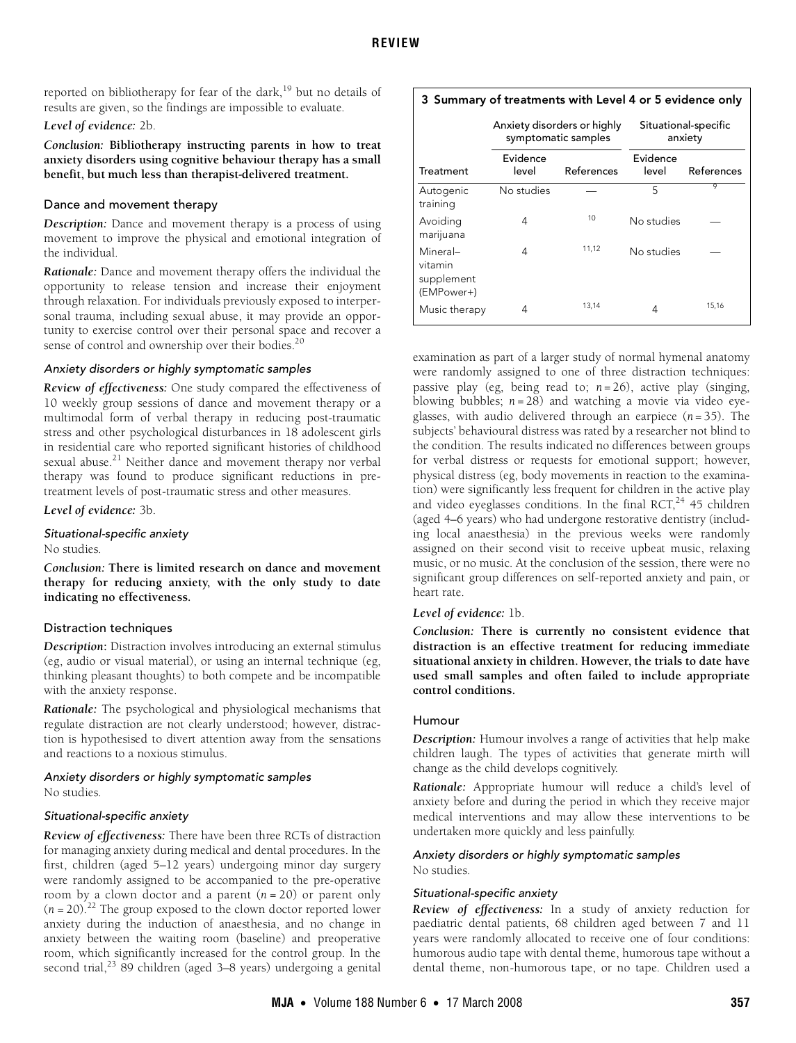reported on bibliotherapy for fear of the dark,[19] but no details of results are given, so the findings are impossible to evaluate.

*Level of evidence:* 2b.

*Conclusion:* **Bibliotherapy instructing parents in how to treat anxiety disorders using cognitive behaviour therapy has a small benefit, but much less than therapist-delivered treatment.**

### Dance and movement therapy

***Description:*** Dance and movement therapy is a process of using movement to improve the physical and emotional integration of the individual.

***Rationale:*** Dance and movement therapy offers the individual the opportunity to release tension and increase their enjoyment through relaxation. For individuals previously exposed to interpersonal trauma, including sexual abuse, it may provide an opportunity to exercise control over their personal space and recover a sense of control and ownership over their bodies.[20]

#### *Anxiety disorders or highly symptomatic samples*

***Review of effectiveness:*** One study compared the effectiveness of 10 weekly group sessions of dance and movement therapy or a multimodal form of verbal therapy in reducing post-traumatic stress and other psychological disturbances in 18 adolescent girls in residential care who reported significant histories of childhood sexual abuse.[21] Neither dance and movement therapy nor verbal therapy was found to produce significant reductions in pre-treatment levels of post-traumatic stress and other measures.

***Level of evidence:*** 3b.

#### *Situational-specific anxiety*

No studies.

***Conclusion:*** **There is limited research on dance and movement therapy for reducing anxiety, with the only study to date indicating no effectiveness.**

### Distraction techniques

***Description*:** Distraction involves introducing an external stimulus (eg, audio or visual material), or using an internal technique (eg, thinking pleasant thoughts) to both compete and be incompatible with the anxiety response.

***Rationale:*** The psychological and physiological mechanisms that regulate distraction are not clearly understood; however, distraction is hypothesised to divert attention away from the sensations and reactions to a noxious stimulus.

#### *Anxiety disorders or highly symptomatic samples*

No studies.

#### *Situational-specific anxiety*

***Review of effectiveness:*** There have been three RCTs of distraction for managing anxiety during medical and dental procedures. In the first, children (aged 5–12 years) undergoing minor day surgery were randomly assigned to be accompanied to the pre-operative room by a clown doctor and a parent ($n = 20$) or parent only ($n = 20$).[22] The group exposed to the clown doctor reported lower anxiety during the induction of anaesthesia, and no change in anxiety between the waiting room (baseline) and preoperative room, which significantly increased for the control group. In the second trial,[23] 89 children (aged 3–8 years) undergoing a genital examination as part of a larger study of normal hymenal anatomy were randomly assigned to one of three distraction techniques: passive play (eg, being read to; $n = 26$), active play (singing, blowing bubbles; $n = 28$) and watching a movie via video eyeglasses, with audio delivered through an earpiece ($n = 35$). The subjects' behavioural distress was rated by a researcher not blind to the condition. The results indicated no differences between groups for verbal distress or requests for emotional support; however, physical distress (eg, body movements in reaction to the examination) were significantly less frequent for children in the active play and video eyeglasses conditions. In the final RCT,[24] 45 children (aged 4–6 years) who had undergone restorative dentistry (including local anaesthesia) in the previous weeks were randomly assigned on their second visit to receive upbeat music, relaxing music, or no music. At the conclusion of the session, there were no significant group differences on self-reported anxiety and pain, or heart rate.

***Level of evidence:*** 1b.

***Conclusion:*** **There is currently no consistent evidence that distraction is an effective treatment for reducing immediate situational anxiety in children. However, the trials to date have used small samples and often failed to include appropriate control conditions.**

**3 Summary of treatments with Level 4 or 5 evidence only**

| | Anxiety disorders or highly symptomatic samples | | Situational-specific anxiety | |
|---|---|---|---|---|
| Treatment | Evidence level | References | Evidence level | References |
| Autogenic training | No studies | — | 5 | 9 |
| Avoiding marijuana | 4 | 10 | No studies | — |
| Mineral–vitamin supplement (EMPower+) | 4 | 11,12 | No studies | — |
| Music therapy | 4 | 13,14 | 4 | 15,16 |

### Humour

***Description:*** Humour involves a range of activities that help make children laugh. The types of activities that generate mirth will change as the child develops cognitively.

***Rationale:*** Appropriate humour will reduce a child's level of anxiety before and during the period in which they receive major medical interventions and may allow these interventions to be undertaken more quickly and less painfully.

#### *Anxiety disorders or highly symptomatic samples*

No studies.

#### *Situational-specific anxiety*

***Review of effectiveness:*** In a study of anxiety reduction for paediatric dental patients, 68 children aged between 7 and 11 years were randomly allocated to receive one of four conditions: humorous audio tape with dental theme, humorous tape without a dental theme, non-humorous tape, or no tape. Children used a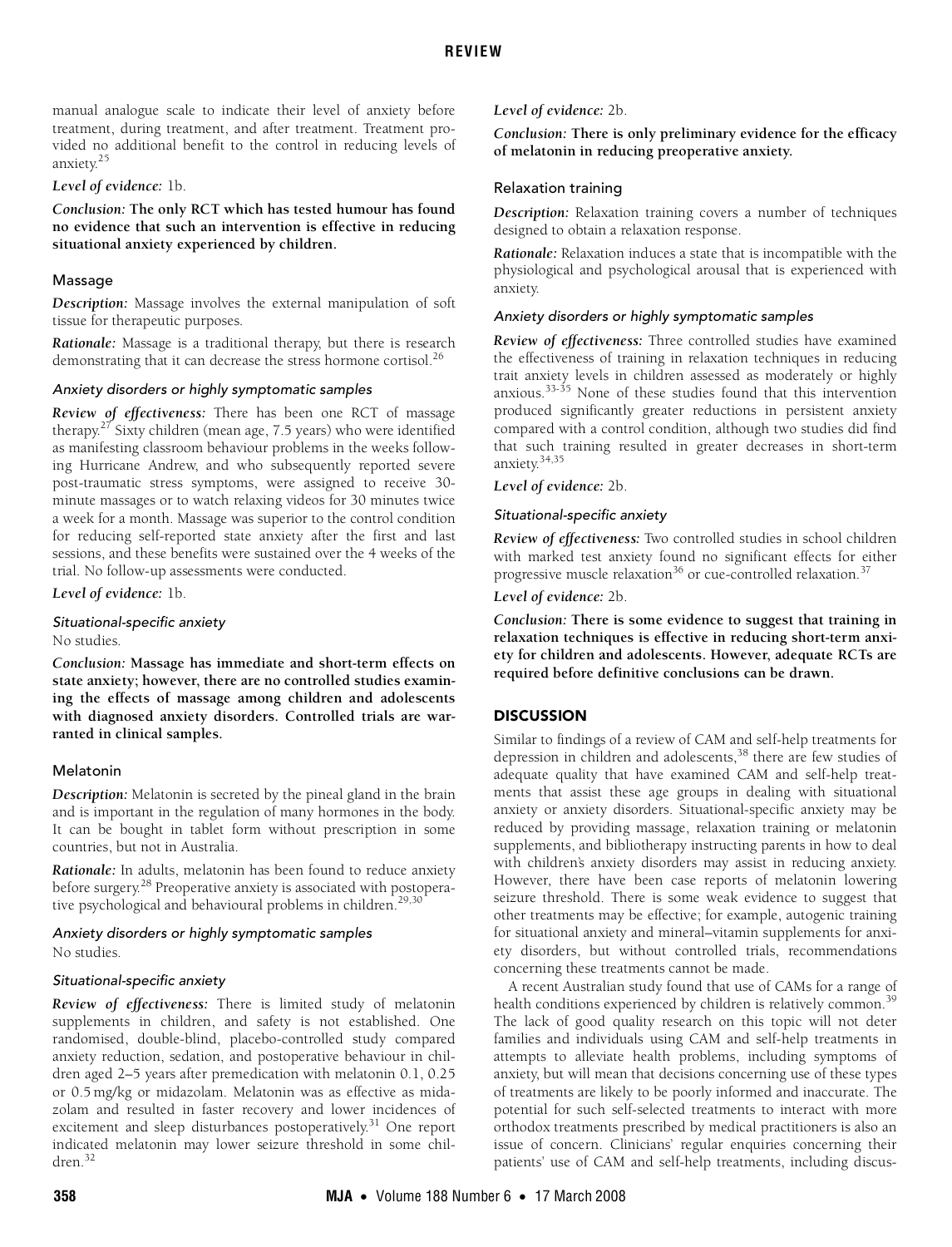manual analogue scale to indicate their level of anxiety before treatment, during treatment, and after treatment. Treatment provided no additional benefit to the control in reducing levels of anxiety.[25]

*Level of evidence:* 1b.

***Conclusion:*** **The only RCT which has tested humour has found no evidence that such an intervention is effective in reducing situational anxiety experienced by children.**

### Massage

***Description:*** Massage involves the external manipulation of soft tissue for therapeutic purposes.

***Rationale:*** Massage is a traditional therapy, but there is research demonstrating that it can decrease the stress hormone cortisol.[26]

#### *Anxiety disorders or highly symptomatic samples*

***Review of effectiveness:*** There has been one RCT of massage therapy.[27] Sixty children (mean age, 7.5 years) who were identified as manifesting classroom behaviour problems in the weeks following Hurricane Andrew, and who subsequently reported severe post-traumatic stress symptoms, were assigned to receive 30-minute massages or to watch relaxing videos for 30 minutes twice a week for a month. Massage was superior to the control condition for reducing self-reported state anxiety after the first and last sessions, and these benefits were sustained over the 4 weeks of the trial. No follow-up assessments were conducted.

*Level of evidence:* 1b.

#### *Situational-specific anxiety*

No studies.

***Conclusion:*** **Massage has immediate and short-term effects on state anxiety; however, there are no controlled studies examining the effects of massage among children and adolescents with diagnosed anxiety disorders. Controlled trials are warranted in clinical samples.**

### Melatonin

***Description:*** Melatonin is secreted by the pineal gland in the brain and is important in the regulation of many hormones in the body. It can be bought in tablet form without prescription in some countries, but not in Australia.

***Rationale:*** In adults, melatonin has been found to reduce anxiety before surgery.[28] Preoperative anxiety is associated with postoperative psychological and behavioural problems in children.[29,30]

#### *Anxiety disorders or highly symptomatic samples*

No studies.

#### *Situational-specific anxiety*

***Review of effectiveness:*** There is limited study of melatonin supplements in children, and safety is not established. One randomised, double-blind, placebo-controlled study compared anxiety reduction, sedation, and postoperative behaviour in children aged 2–5 years after premedication with melatonin 0.1, 0.25 or 0.5 mg/kg or midazolam. Melatonin was as effective as midazolam and resulted in faster recovery and lower incidences of excitement and sleep disturbances postoperatively.[31] One report indicated melatonin may lower seizure threshold in some children.[32]

*Level of evidence:* 2b.

***Conclusion:*** **There is only preliminary evidence for the efficacy of melatonin in reducing preoperative anxiety.**

### Relaxation training

***Description:*** Relaxation training covers a number of techniques designed to obtain a relaxation response.

***Rationale:*** Relaxation induces a state that is incompatible with the physiological and psychological arousal that is experienced with anxiety.

#### *Anxiety disorders or highly symptomatic samples*

***Review of effectiveness:*** Three controlled studies have examined the effectiveness of training in relaxation techniques in reducing trait anxiety levels in children assessed as moderately or highly anxious.[33-35] None of these studies found that this intervention produced significantly greater reductions in persistent anxiety compared with a control condition, although two studies did find that such training resulted in greater decreases in short-term anxiety.[34,35]

*Level of evidence:* 2b.

#### *Situational-specific anxiety*

***Review of effectiveness:*** Two controlled studies in school children with marked test anxiety found no significant effects for either progressive muscle relaxation[36] or cue-controlled relaxation.[37]

*Level of evidence:* 2b.

***Conclusion:*** **There is some evidence to suggest that training in relaxation techniques is effective in reducing short-term anxiety for children and adolescents. However, adequate RCTs are required before definitive conclusions can be drawn.**

## DISCUSSION

Similar to findings of a review of CAM and self-help treatments for depression in children and adolescents,[38] there are few studies of adequate quality that have examined CAM and self-help treatments that assist these age groups in dealing with situational anxiety or anxiety disorders. Situational-specific anxiety may be reduced by providing massage, relaxation training or melatonin supplements, and bibliotherapy instructing parents in how to deal with children's anxiety disorders may assist in reducing anxiety. However, there have been case reports of melatonin lowering seizure threshold. There is some weak evidence to suggest that other treatments may be effective; for example, autogenic training for situational anxiety and mineral–vitamin supplements for anxiety disorders, but without controlled trials, recommendations concerning these treatments cannot be made.

A recent Australian study found that use of CAMs for a range of health conditions experienced by children is relatively common.[39] The lack of good quality research on this topic will not deter families and individuals using CAM and self-help treatments in attempts to alleviate health problems, including symptoms of anxiety, but will mean that decisions concerning use of these types of treatments are likely to be poorly informed and inaccurate. The potential for such self-selected treatments to interact with more orthodox treatments prescribed by medical practitioners is also an issue of concern. Clinicians' regular enquiries concerning their patients' use of CAM and self-help treatments, including discus-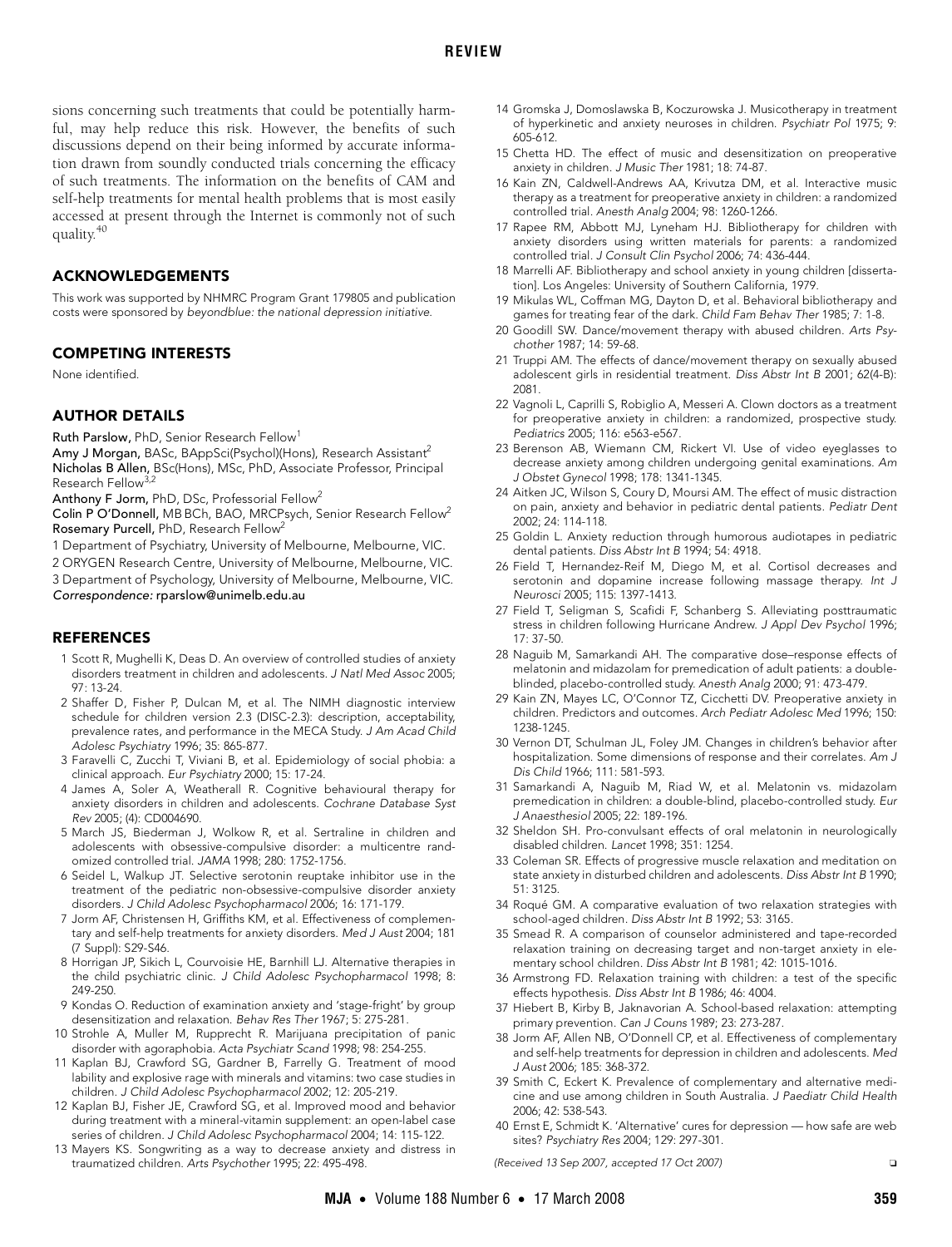sions concerning such treatments that could be potentially harmful, may help reduce this risk. However, the benefits of such discussions depend on their being informed by accurate information drawn from soundly conducted trials concerning the efficacy of such treatments. The information on the benefits of CAM and self-help treatments for mental health problems that is most easily accessed at present through the Internet is commonly not of such quality.[40]

## ACKNOWLEDGEMENTS

This work was supported by NHMRC Program Grant 179805 and publication costs were sponsored by *beyondblue: the national depression initiative.*

## COMPETING INTERESTS

None identified.

## AUTHOR DETAILS

**Ruth Parslow,** PhD, Senior Research Fellow[1]
**Amy J Morgan,** BASc, BAppSci(Psychol)(Hons), Research Assistant[2]
**Nicholas B Allen,** BSc(Hons), MSc, PhD, Associate Professor, Principal Research Fellow[3,2]
**Anthony F Jorm,** PhD, DSc, Professorial Fellow[2]
**Colin P O'Donnell,** MB BCh, BAO, MRCPsych, Senior Research Fellow[2]
**Rosemary Purcell,** PhD, Research Fellow[2]
1 Department of Psychiatry, University of Melbourne, Melbourne, VIC.
2 ORYGEN Research Centre, University of Melbourne, Melbourne, VIC.
3 Department of Psychology, University of Melbourne, Melbourne, VIC.
*Correspondence:* rparslow@unimelb.edu.au

## REFERENCES

1 Scott R, Mughelli K, Deas D. An overview of controlled studies of anxiety disorders treatment in children and adolescents. *J Natl Med Assoc* 2005; 97: 13-24.
2 Shaffer D, Fisher P, Dulcan M, et al. The NIMH diagnostic interview schedule for children version 2.3 (DISC-2.3): description, acceptability, prevalence rates, and performance in the MECA Study. *J Am Acad Child Adolesc Psychiatry* 1996; 35: 865-877.
3 Faravelli C, Zucchi T, Viviani B, et al. Epidemiology of social phobia: a clinical approach. *Eur Psychiatry* 2000; 15: 17-24.
4 James A, Soler A, Weatherall R. Cognitive behavioural therapy for anxiety disorders in children and adolescents. *Cochrane Database Syst Rev* 2005; (4): CD004690.
5 March JS, Biederman J, Wolkow R, et al. Sertraline in children and adolescents with obsessive-compulsive disorder: a multicentre randomized controlled trial. *JAMA* 1998; 280: 1752-1756.
6 Seidel L, Walkup JT. Selective serotonin reuptake inhibitor use in the treatment of the pediatric non-obsessive-compulsive disorder anxiety disorders. *J Child Adolesc Psychopharmacol* 2006; 16: 171-179.
7 Jorm AF, Christensen H, Griffiths KM, et al. Effectiveness of complementary and self-help treatments for anxiety disorders. *Med J Aust* 2004; 181 (7 Suppl): S29-S46.
8 Horrigan JP, Sikich L, Courvoisie HE, Barnhill LJ. Alternative therapies in the child psychiatric clinic. *J Child Adolesc Psychopharmacol* 1998; 8: 249-250.
9 Kondas O. Reduction of examination anxiety and 'stage-fright' by group desensitization and relaxation. *Behav Res Ther* 1967; 5: 275-281.
10 Strohle A, Muller M, Rupprecht R. Marijuana precipitation of panic disorder with agoraphobia. *Acta Psychiatr Scand* 1998; 98: 254-255.
11 Kaplan BJ, Crawford SG, Gardner B, Farrelly G. Treatment of mood lability and explosive rage with minerals and vitamins: two case studies in children. *J Child Adolesc Psychopharmacol* 2002; 12: 205-219.
12 Kaplan BJ, Fisher JE, Crawford SG, et al. Improved mood and behavior during treatment with a mineral-vitamin supplement: an open-label case series of children. *J Child Adolesc Psychopharmacol* 2004; 14: 115-122.
13 Mayers KS. Songwriting as a way to decrease anxiety and distress in traumatized children. *Arts Psychother* 1995; 22: 495-498.
14 Gromska J, Domoslawska B, Koczurowska J. Musicotherapy in treatment of hyperkinetic and anxiety neuroses in children. *Psychiatr Pol* 1975; 9: 605-612.
15 Chetta HD. The effect of music and desensitization on preoperative anxiety in children. *J Music Ther* 1981; 18: 74-87.
16 Kain ZN, Caldwell-Andrews AA, Krivutza DM, et al. Interactive music therapy as a treatment for preoperative anxiety in children: a randomized controlled trial. *Anesth Analg* 2004; 98: 1260-1266.
17 Rapee RM, Abbott MJ, Lyneham HJ. Bibliotherapy for children with anxiety disorders using written materials for parents: a randomized controlled trial. *J Consult Clin Psychol* 2006; 74: 436-444.
18 Marrelli AF. Bibliotherapy and school anxiety in young children [dissertation]. Los Angeles: University of Southern California, 1979.
19 Mikulas WL, Coffman MG, Dayton D, et al. Behavioral bibliotherapy and games for treating fear of the dark. *Child Fam Behav Ther* 1985; 7: 1-8.
20 Goodill SW. Dance/movement therapy with abused children. *Arts Psychother* 1987; 14: 59-68.
21 Truppi AM. The effects of dance/movement therapy on sexually abused adolescent girls in residential treatment. *Diss Abstr Int B* 2001; 62(4-B): 2081.
22 Vagnoli L, Caprilli S, Robiglio A, Messeri A. Clown doctors as a treatment for preoperative anxiety in children: a randomized, prospective study. *Pediatrics* 2005; 116: e563-e567.
23 Berenson AB, Wiemann CM, Rickert VI. Use of video eyeglasses to decrease anxiety among children undergoing genital examinations. *Am J Obstet Gynecol* 1998; 178: 1341-1345.
24 Aitken JC, Wilson S, Coury D, Moursi AM. The effect of music distraction on pain, anxiety and behavior in pediatric dental patients. *Pediatr Dent* 2002; 24: 114-118.
25 Goldin L. Anxiety reduction through humorous audiotapes in pediatric dental patients. *Diss Abstr Int B* 1994; 54: 4918.
26 Field T, Hernandez-Reif M, Diego M, et al. Cortisol decreases and serotonin and dopamine increase following massage therapy. *Int J Neurosci* 2005; 115: 1397-1413.
27 Field T, Seligman S, Scafidi F, Schanberg S. Alleviating posttraumatic stress in children following Hurricane Andrew. *J Appl Dev Psychol* 1996; 17: 37-50.
28 Naguib M, Samarkandi AH. The comparative dose–response effects of melatonin and midazolam for premedication of adult patients: a double-blinded, placebo-controlled study. *Anesth Analg* 2000; 91: 473-479.
29 Kain ZN, Mayes LC, O'Connor TZ, Cicchetti DV. Preoperative anxiety in children. Predictors and outcomes. *Arch Pediatr Adolesc Med* 1996; 150: 1238-1245.
30 Vernon DT, Schulman JL, Foley JM. Changes in children's behavior after hospitalization. Some dimensions of response and their correlates. *Am J Dis Child* 1966; 111: 581-593.
31 Samarkandi A, Naguib M, Riad W, et al. Melatonin vs. midazolam premedication in children: a double-blind, placebo-controlled study. *Eur J Anaesthesiol* 2005; 22: 189-196.
32 Sheldon SH. Pro-convulsant effects of oral melatonin in neurologically disabled children. *Lancet* 1998; 351: 1254.
33 Coleman SR. Effects of progressive muscle relaxation and meditation on state anxiety in disturbed children and adolescents. *Diss Abstr Int B* 1990; 51: 3125.
34 Roqué GM. A comparative evaluation of two relaxation strategies with school-aged children. *Diss Abstr Int B* 1992; 53: 3165.
35 Smead R. A comparison of counselor administered and tape-recorded relaxation training on decreasing target and non-target anxiety in elementary school children. *Diss Abstr Int B* 1981; 42: 1015-1016.
36 Armstrong FD. Relaxation training with children: a test of the specific effects hypothesis. *Diss Abstr Int B* 1986; 46: 4004.
37 Hiebert B, Kirby B, Jaknavorian A. School-based relaxation: attempting primary prevention. *Can J Couns* 1989; 23: 273-287.
38 Jorm AF, Allen NB, O'Donnell CP, et al. Effectiveness of complementary and self-help treatments for depression in children and adolescents. *Med J Aust* 2006; 185: 368-372.
39 Smith C, Eckert K. Prevalence of complementary and alternative medicine and use among children in South Australia. *J Paediatr Child Health* 2006; 42: 538-543.
40 Ernst E, Schmidt K. 'Alternative' cures for depression — how safe are web sites? *Psychiatry Res* 2004; 129: 297-301.

*(Received 13 Sep 2007, accepted 17 Oct 2007)*